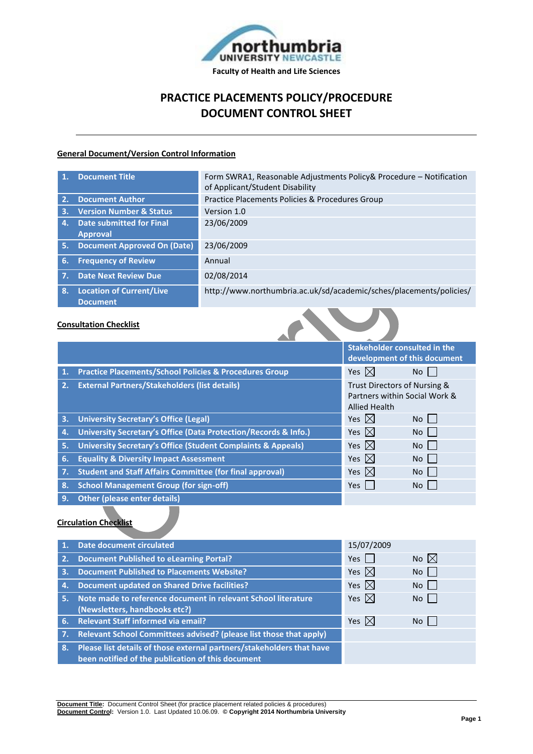northumbria UNIVERSITY NEWCASTLE

**Faculty of Health and Life Sciences**

# PRACTICE PLACEMENTS POLICY/PROCEDURE
# DOCUMENT CONTROL SHEET

## General Document/Version Control Information

| | |
|---|---|
| **1. Document Title** | Form SWRA1, Reasonable Adjustments Policy& Procedure – Notification of Applicant/Student Disability |
| **2. Document Author** | Practice Placements Policies & Procedures Group |
| **3. Version Number & Status** | Version 1.0 |
| **4. Date submitted for Final Approval** | 23/06/2009 |
| **5. Document Approved On (Date)** | 23/06/2009 |
| **6. Frequency of Review** | Annual |
| **7. Date Next Review Due** | 02/08/2014 |
| **8. Location of Current/Live Document** | http://www.northumbria.ac.uk/sd/academic/sches/placements/policies/ |

## Consultation Checklist

| | Stakeholder consulted in the development of this document | |
|---|---|---|
| **1. Practice Placements/School Policies & Procedures Group** | Yes ☒ | No ☐ |
| **2. External Partners/Stakeholders (list details)** | Trust Directors of Nursing & Partners within Social Work & Allied Health | |
| **3. University Secretary's Office (Legal)** | Yes ☒ | No ☐ |
| **4. University Secretary's Office (Data Protection/Records & Info.)** | Yes ☒ | No ☐ |
| **5. University Secretary's Office (Student Complaints & Appeals)** | Yes ☒ | No ☐ |
| **6. Equality & Diversity Impact Assessment** | Yes ☒ | No ☐ |
| **7. Student and Staff Affairs Committee (for final approval)** | Yes ☒ | No ☐ |
| **8. School Management Group (for sign-off)** | Yes ☐ | No ☐ |
| **9. Other (please enter details)** | | |

## Circulation Checklist

| | | |
|---|---|---|
| **1. Date document circulated** | 15/07/2009 | |
| **2. Document Published to eLearning Portal?** | Yes ☐ | No ☒ |
| **3. Document Published to Placements Website?** | Yes ☒ | No ☐ |
| **4. Document updated on Shared Drive facilities?** | Yes ☒ | No ☐ |
| **5. Note made to reference document in relevant School literature (Newsletters, handbooks etc?)** | Yes ☒ | No ☐ |
| **6. Relevant Staff informed via email?** | Yes ☒ | No ☐ |
| **7. Relevant School Committees advised? (please list those that apply)** | | |
| **8. Please list details of those external partners/stakeholders that have been notified of the publication of this document** | | |

**Document Title:** Document Control Sheet (for practice placement related policies & procedures)
**Document Control:** Version 1.0. Last Updated 10.06.09. **© Copyright 2014 Northumbria University**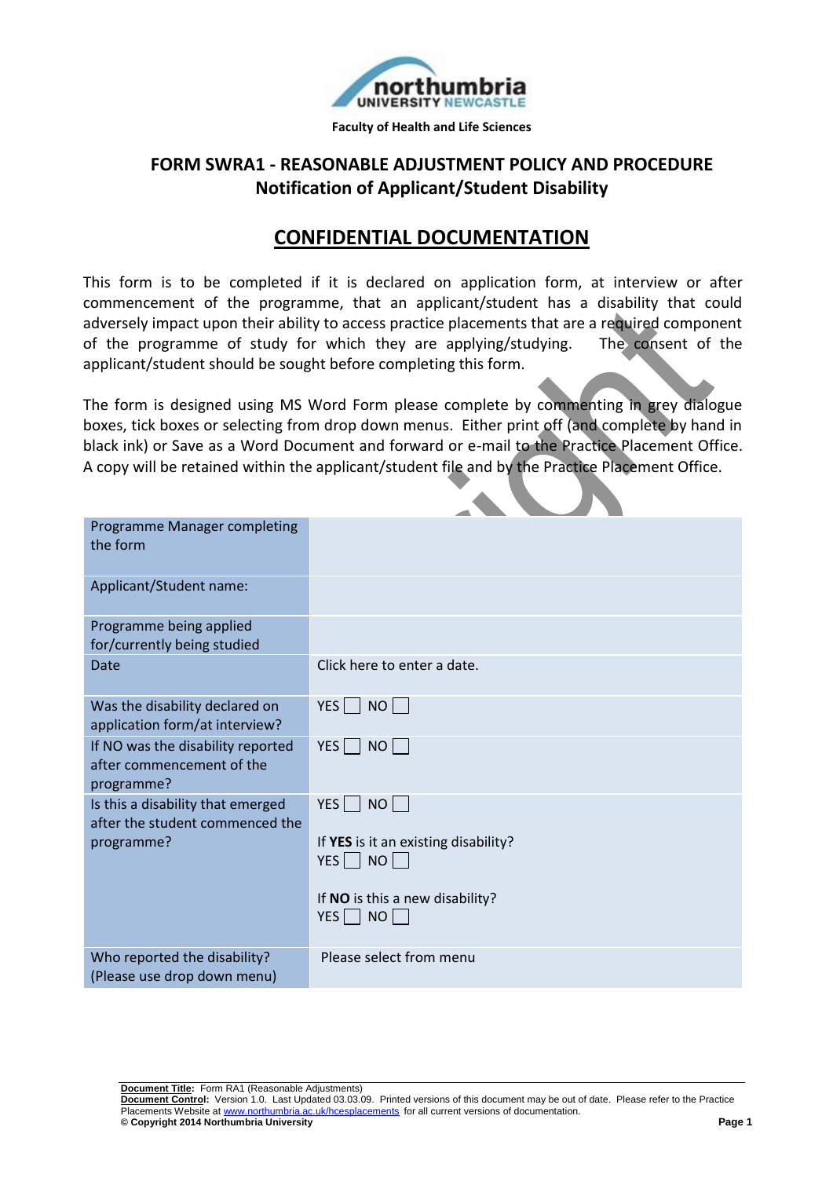Faculty of Health and Life Sciences

## FORM SWRA1 - REASONABLE ADJUSTMENT POLICY AND PROCEDURE

### Notification of Applicant/Student Disability

## CONFIDENTIAL DOCUMENTATION

This form is to be completed if it is declared on application form, at interview or after commencement of the programme, that an applicant/student has a disability that could adversely impact upon their ability to access practice placements that are a required component of the programme of study for which they are applying/studying. The consent of the applicant/student should be sought before completing this form.

The form is designed using MS Word Form please complete by commenting in grey dialogue boxes, tick boxes or selecting from drop down menus. Either print off (and complete by hand in black ink) or Save as a Word Document and forward or e-mail to the Practice Placement Office. A copy will be retained within the applicant/student file and by the Practice Placement Office.

| | |
|---|---|
| Programme Manager completing the form | |
| Applicant/Student name: | |
| Programme being applied for/currently being studied | |
| Date | Click here to enter a date. |
| Was the disability declared on application form/at interview? | YES ☐ NO ☐ |
| If NO was the disability reported after commencement of the programme? | YES ☐ NO ☐ |
| Is this a disability that emerged after the student commenced the programme? | YES ☐ NO ☐<br><br>If **YES** is it an existing disability?<br>YES ☐ NO ☐<br><br>If **NO** is this a new disability?<br>YES ☐ NO ☐ |
| Who reported the disability? (Please use drop down menu) | Please select from menu |

**Document Title:** Form RA1 (Reasonable Adjustments)
**Document Control:** Version 1.0. Last Updated 03.03.09. Printed versions of this document may be out of date. Please refer to the Practice Placements Website at www.northumbria.ac.uk/hcesplacements for all current versions of documentation.
**© Copyright 2014 Northumbria University**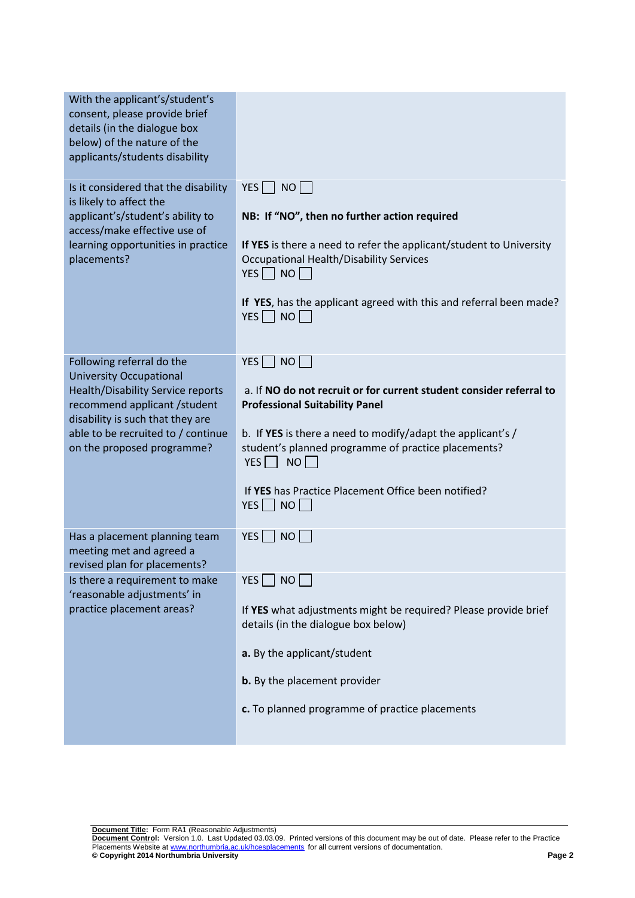| | |
|---|---|
| With the applicant's/student's consent, please provide brief details (in the dialogue box below) of the nature of the applicants/students disability | |
| Is it considered that the disability is likely to affect the applicant's/student's ability to access/make effective use of learning opportunities in practice placements? | YES ☐ NO ☐<br><br>**NB: If "NO", then no further action required**<br><br>**If YES** is there a need to refer the applicant/student to University Occupational Health/Disability Services<br>YES ☐ NO ☐<br><br>**If YES**, has the applicant agreed with this and referral been made?<br>YES ☐ NO ☐ |
| Following referral do the University Occupational Health/Disability Service reports recommend applicant /student disability is such that they are able to be recruited to / continue on the proposed programme? | YES ☐ NO ☐<br><br>a. If **NO do not recruit or for current student consider referral to Professional Suitability Panel**<br><br>b. If **YES** is there a need to modify/adapt the applicant's / student's planned programme of practice placements?<br>YES ☐ NO ☐<br><br>If **YES** has Practice Placement Office been notified?<br>YES ☐ NO ☐ |
| Has a placement planning team meeting met and agreed a revised plan for placements? | YES ☐ NO ☐ |
| Is there a requirement to make 'reasonable adjustments' in practice placement areas? | YES ☐ NO ☐<br><br>If **YES** what adjustments might be required? Please provide brief details (in the dialogue box below)<br><br>**a.** By the applicant/student<br><br>**b.** By the placement provider<br><br>**c.** To planned programme of practice placements |

**Document Title:** Form RA1 (Reasonable Adjustments)
**Document Control:** Version 1.0. Last Updated 03.03.09. Printed versions of this document may be out of date. Please refer to the Practice Placements Website at www.northumbria.ac.uk/hcesplacements for all current versions of documentation.
**© Copyright 2014 Northumbria University**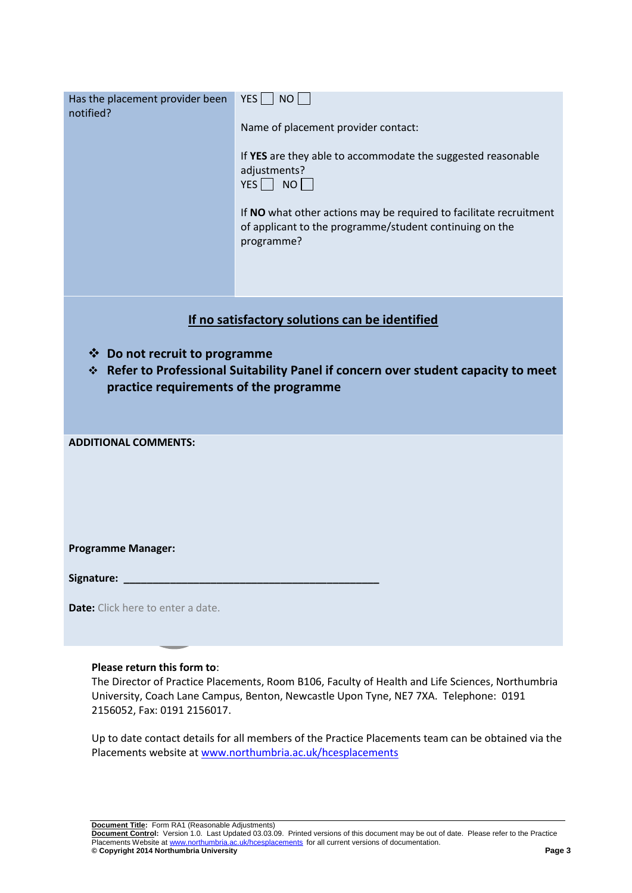| | |
|---|---|
| Has the placement provider been notified? | YES ☐ NO ☐<br><br>Name of placement provider contact:<br><br>If **YES** are they able to accommodate the suggested reasonable adjustments?<br>YES ☐ NO ☐<br><br>If **NO** what other actions may be required to facilitate recruitment of applicant to the programme/student continuing on the programme? |

**<u>If no satisfactory solutions can be identified</u>**

- **Do not recruit to programme**
- **Refer to Professional Suitability Panel if concern over student capacity to meet practice requirements of the programme**

**ADDITIONAL COMMENTS:**

**Programme Manager:**

**Signature:** ____________________________________________

**Date:** Click here to enter a date.

**Please return this form to**:
The Director of Practice Placements, Room B106, Faculty of Health and Life Sciences, Northumbria University, Coach Lane Campus, Benton, Newcastle Upon Tyne, NE7 7XA. Telephone: 0191 2156052, Fax: 0191 2156017.

Up to date contact details for all members of the Practice Placements team can be obtained via the Placements website at [www.northumbria.ac.uk/hcesplacements](www.northumbria.ac.uk/hcesplacements)

**Document Title:** Form RA1 (Reasonable Adjustments)
**Document Control:** Version 1.0. Last Updated 03.03.09. Printed versions of this document may be out of date. Please refer to the Practice Placements Website at [www.northumbria.ac.uk/hcesplacements](www.northumbria.ac.uk/hcesplacements) for all current versions of documentation.
**© Copyright 2014 Northumbria University**